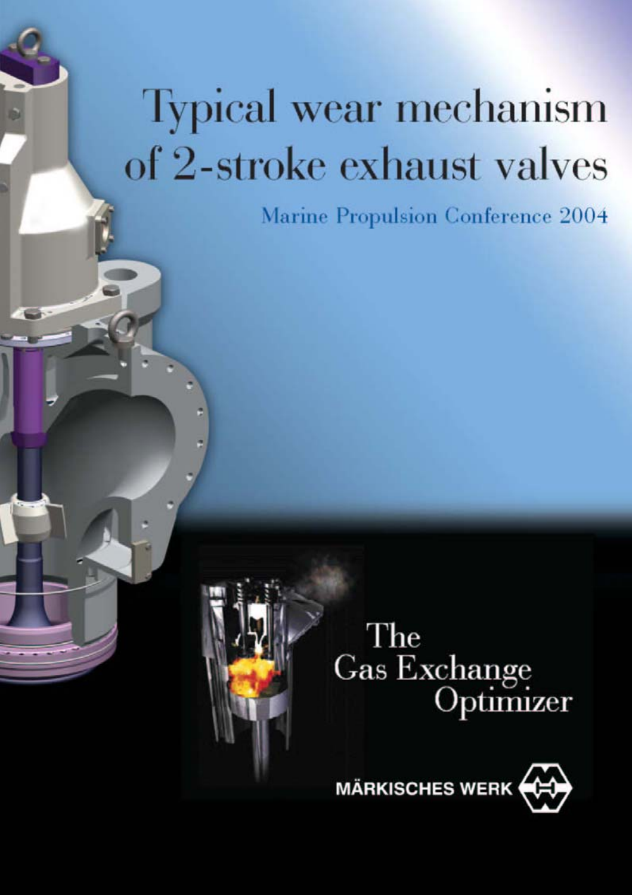# Typical wear mechanism of 2-stroke exhaust valves

Marine Propulsion Conference 2004

The Gas Exchange Optimizer

MÄRKISCHES WERK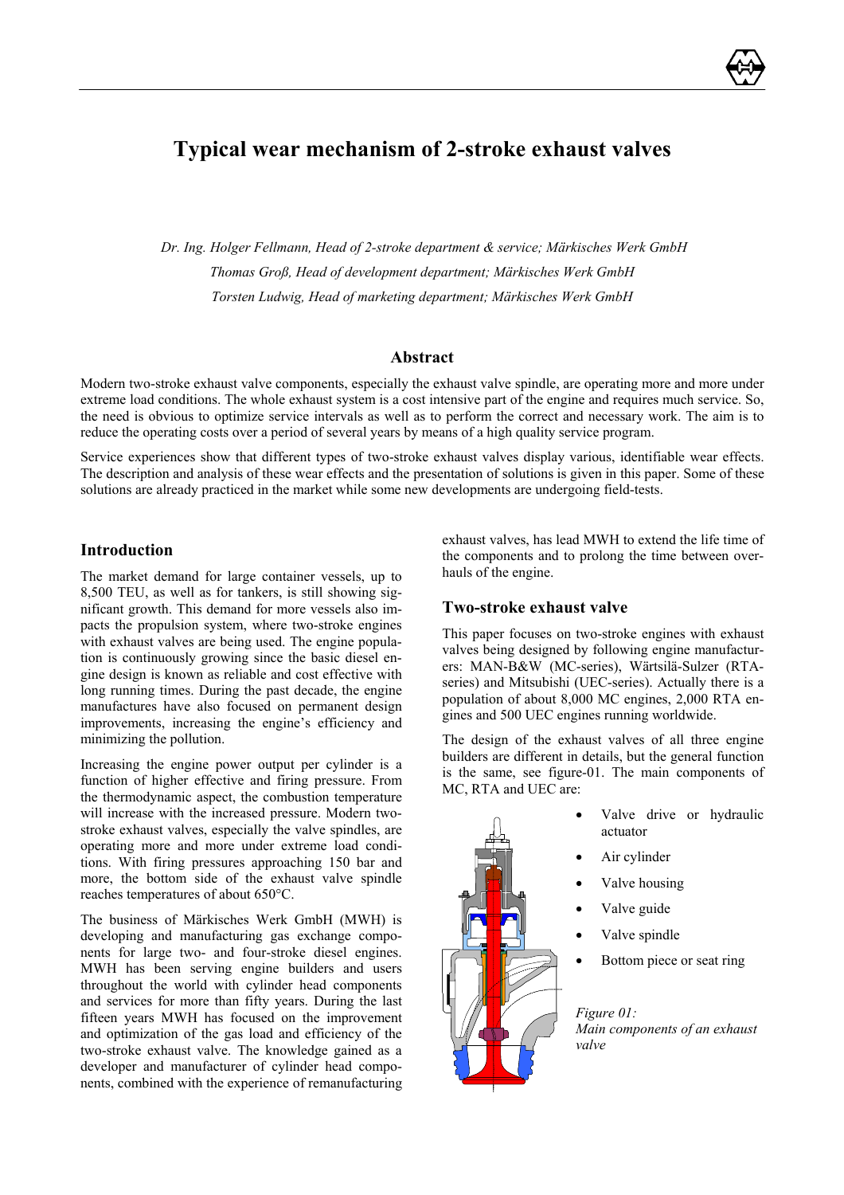# Typical wear mechanism of 2-stroke exhaust valves

*Dr. Ing. Holger Fellmann, Head of 2-stroke department & service; Märkisches Werk GmbH*

*Thomas Groß, Head of development department; Märkisches Werk GmbH*

*Torsten Ludwig, Head of marketing department; Märkisches Werk GmbH*

## Abstract

Modern two-stroke exhaust valve components, especially the exhaust valve spindle, are operating more and more under extreme load conditions. The whole exhaust system is a cost intensive part of the engine and requires much service. So, the need is obvious to optimize service intervals as well as to perform the correct and necessary work. The aim is to reduce the operating costs over a period of several years by means of a high quality service program.

Service experiences show that different types of two-stroke exhaust valves display various, identifiable wear effects. The description and analysis of these wear effects and the presentation of solutions is given in this paper. Some of these solutions are already practiced in the market while some new developments are undergoing field-tests.

## Introduction

The market demand for large container vessels, up to 8,500 TEU, as well as for tankers, is still showing significant growth. This demand for more vessels also impacts the propulsion system, where two-stroke engines with exhaust valves are being used. The engine population is continuously growing since the basic diesel engine design is known as reliable and cost effective with long running times. During the past decade, the engine manufactures have also focused on permanent design improvements, increasing the engine's efficiency and minimizing the pollution.

Increasing the engine power output per cylinder is a function of higher effective and firing pressure. From the thermodynamic aspect, the combustion temperature will increase with the increased pressure. Modern two-stroke exhaust valves, especially the valve spindles, are operating more and more under extreme load conditions. With firing pressures approaching 150 bar and more, the bottom side of the exhaust valve spindle reaches temperatures of about 650°C.

The business of Märkisches Werk GmbH (MWH) is developing and manufacturing gas exchange components for large two- and four-stroke diesel engines. MWH has been serving engine builders and users throughout the world with cylinder head components and services for more than fifty years. During the last fifteen years MWH has focused on the improvement and optimization of the gas load and efficiency of the two-stroke exhaust valve. The knowledge gained as a developer and manufacturer of cylinder head components, combined with the experience of remanufacturing exhaust valves, has lead MWH to extend the life time of the components and to prolong the time between overhauls of the engine.

### Two-stroke exhaust valve

This paper focuses on two-stroke engines with exhaust valves being designed by following engine manufacturers: MAN-B&W (MC-series), Wärtsilä-Sulzer (RTA-series) and Mitsubishi (UEC-series). Actually there is a population of about 8,000 MC engines, 2,000 RTA engines and 500 UEC engines running worldwide.

The design of the exhaust valves of all three engine builders are different in details, but the general function is the same, see figure-01. The main components of MC, RTA and UEC are:

- Valve drive or hydraulic actuator
- Air cylinder
- Valve housing
- Valve guide
- Valve spindle
- Bottom piece or seat ring

*Figure 01: Main components of an exhaust valve*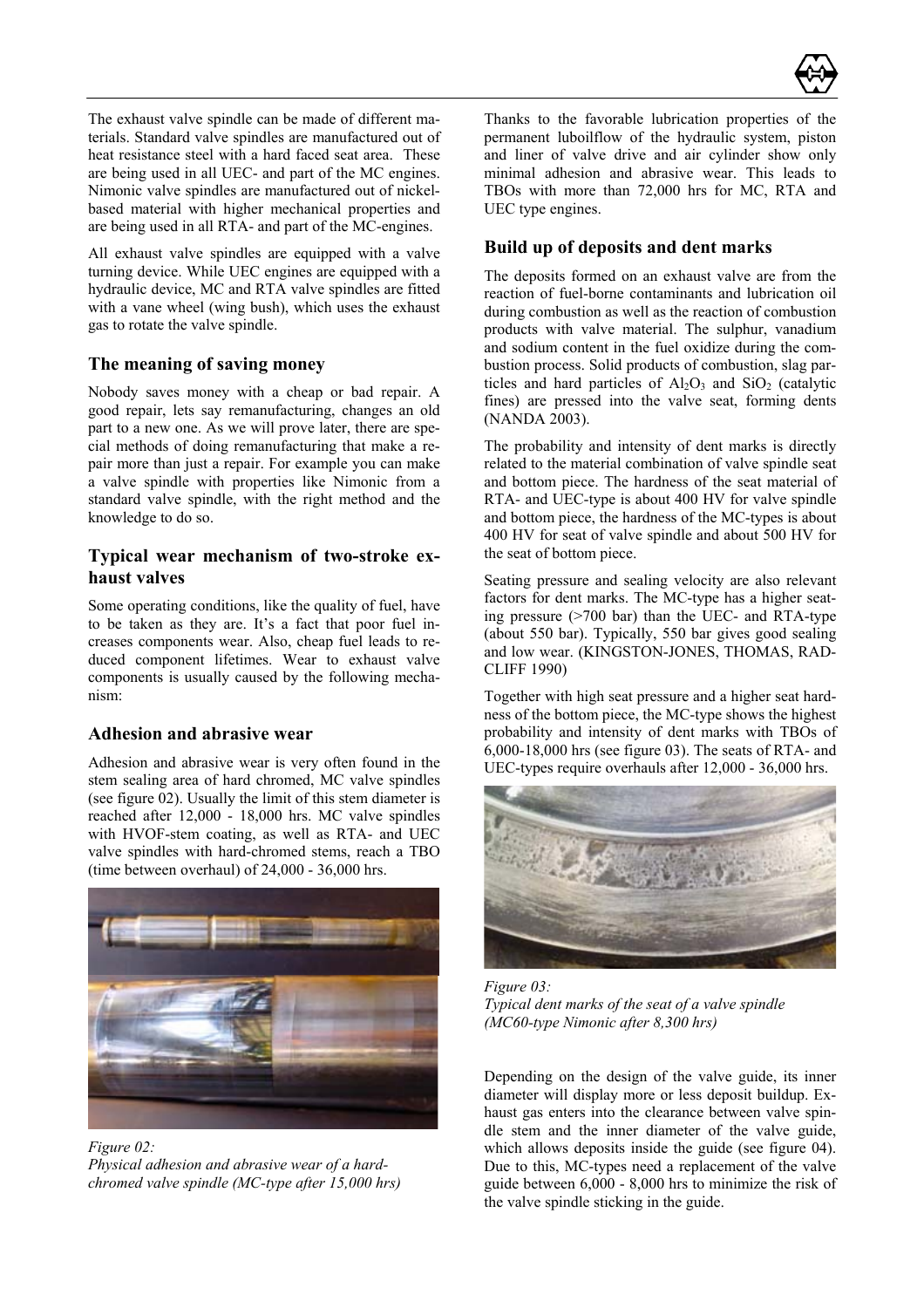The exhaust valve spindle can be made of different materials. Standard valve spindles are manufactured out of heat resistance steel with a hard faced seat area. These are being used in all UEC- and part of the MC engines. Nimonic valve spindles are manufactured out of nickel-based material with higher mechanical properties and are being used in all RTA- and part of the MC-engines.

All exhaust valve spindles are equipped with a valve turning device. While UEC engines are equipped with a hydraulic device, MC and RTA valve spindles are fitted with a vane wheel (wing bush), which uses the exhaust gas to rotate the valve spindle.

## The meaning of saving money

Nobody saves money with a cheap or bad repair. A good repair, lets say remanufacturing, changes an old part to a new one. As we will prove later, there are special methods of doing remanufacturing that make a repair more than just a repair. For example you can make a valve spindle with properties like Nimonic from a standard valve spindle, with the right method and the knowledge to do so.

## Typical wear mechanism of two-stroke exhaust valves

Some operating conditions, like the quality of fuel, have to be taken as they are. It's a fact that poor fuel increases components wear. Also, cheap fuel leads to reduced component lifetimes. Wear to exhaust valve components is usually caused by the following mechanism:

## Adhesion and abrasive wear

Adhesion and abrasive wear is very often found in the stem sealing area of hard chromed, MC valve spindles (see figure 02). Usually the limit of this stem diameter is reached after 12,000 - 18,000 hrs. MC valve spindles with HVOF-stem coating, as well as RTA- and UEC valve spindles with hard-chromed stems, reach a TBO (time between overhaul) of 24,000 - 36,000 hrs.

*Figure 02:*
*Physical adhesion and abrasive wear of a hard-chromed valve spindle (MC-type after 15,000 hrs)*

Thanks to the favorable lubrication properties of the permanent luboilflow of the hydraulic system, piston and liner of valve drive and air cylinder show only minimal adhesion and abrasive wear. This leads to TBOs with more than 72,000 hrs for MC, RTA and UEC type engines.

## Build up of deposits and dent marks

The deposits formed on an exhaust valve are from the reaction of fuel-borne contaminants and lubrication oil during combustion as well as the reaction of combustion products with valve material. The sulphur, vanadium and sodium content in the fuel oxidize during the combustion process. Solid products of combustion, slag particles and hard particles of $Al_2O_3$ and $SiO_2$ (catalytic fines) are pressed into the valve seat, forming dents (NANDA 2003).

The probability and intensity of dent marks is directly related to the material combination of valve spindle seat and bottom piece. The hardness of the seat material of RTA- and UEC-type is about 400 HV for valve spindle and bottom piece, the hardness of the MC-types is about 400 HV for seat of valve spindle and about 500 HV for the seat of bottom piece.

Seating pressure and sealing velocity are also relevant factors for dent marks. The MC-type has a higher seating pressure (>700 bar) than the UEC- and RTA-type (about 550 bar). Typically, 550 bar gives good sealing and low wear. (KINGSTON-JONES, THOMAS, RADCLIFF 1990)

Together with high seat pressure and a higher seat hardness of the bottom piece, the MC-type shows the highest probability and intensity of dent marks with TBOs of 6,000-18,000 hrs (see figure 03). The seats of RTA- and UEC-types require overhauls after 12,000 - 36,000 hrs.

*Figure 03:*
*Typical dent marks of the seat of a valve spindle (MC60-type Nimonic after 8,300 hrs)*

Depending on the design of the valve guide, its inner diameter will display more or less deposit buildup. Exhaust gas enters into the clearance between valve spindle stem and the inner diameter of the valve guide, which allows deposits inside the guide (see figure 04). Due to this, MC-types need a replacement of the valve guide between 6,000 - 8,000 hrs to minimize the risk of the valve spindle sticking in the guide.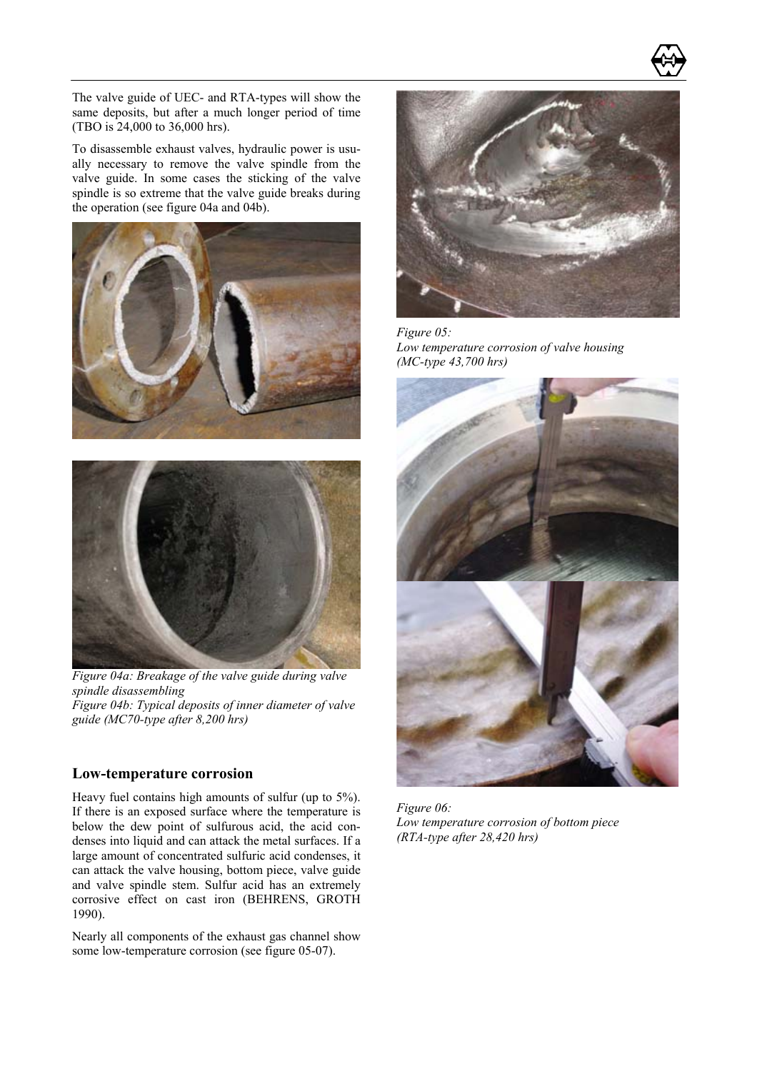The valve guide of UEC- and RTA-types will show the same deposits, but after a much longer period of time (TBO is 24,000 to 36,000 hrs).

To disassemble exhaust valves, hydraulic power is usually necessary to remove the valve spindle from the valve guide. In some cases the sticking of the valve spindle is so extreme that the valve guide breaks during the operation (see figure 04a and 04b).

*Figure 04a: Breakage of the valve guide during valve spindle disassembling*
*Figure 04b: Typical deposits of inner diameter of valve guide (MC70-type after 8,200 hrs)*

## Low-temperature corrosion

Heavy fuel contains high amounts of sulfur (up to 5%). If there is an exposed surface where the temperature is below the dew point of sulfurous acid, the acid condenses into liquid and can attack the metal surfaces. If a large amount of concentrated sulfuric acid condenses, it can attack the valve housing, bottom piece, valve guide and valve spindle stem. Sulfur acid has an extremely corrosive effect on cast iron (BEHRENS, GROTH 1990).

Nearly all components of the exhaust gas channel show some low-temperature corrosion (see figure 05-07).

*Figure 05:*
*Low temperature corrosion of valve housing (MC-type 43,700 hrs)*

*Figure 06:*
*Low temperature corrosion of bottom piece (RTA-type after 28,420 hrs)*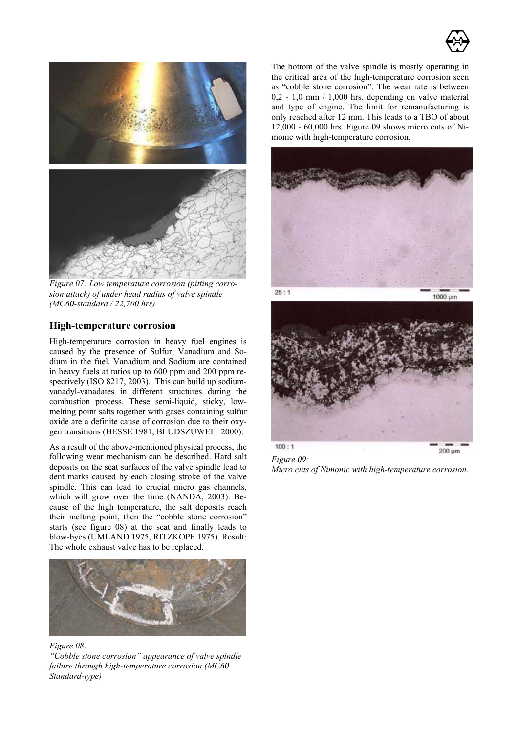*Figure 07: Low temperature corrosion (pitting corrosion attack) of under head radius of valve spindle (MC60-standard / 22,700 hrs)*

## High-temperature corrosion

High-temperature corrosion in heavy fuel engines is caused by the presence of Sulfur, Vanadium and Sodium in the fuel. Vanadium and Sodium are contained in heavy fuels at ratios up to 600 ppm and 200 ppm respectively (ISO 8217, 2003). This can build up sodium-vanadyl-vanadates in different structures during the combustion process. These semi-liquid, sticky, low-melting point salts together with gases containing sulfur oxide are a definite cause of corrosion due to their oxygen transitions (HESSE 1981, BLUDSZUWEIT 2000).

As a result of the above-mentioned physical process, the following wear mechanism can be described. Hard salt deposits on the seat surfaces of the valve spindle lead to dent marks caused by each closing stroke of the valve spindle. This can lead to crucial micro gas channels, which will grow over the time (NANDA, 2003). Because of the high temperature, the salt deposits reach their melting point, then the "cobble stone corrosion" starts (see figure 08) at the seat and finally leads to blow-byes (UMLAND 1975, RITZKOPF 1975). Result: The whole exhaust valve has to be replaced.

*Figure 08:*
*"Cobble stone corrosion" appearance of valve spindle failure through high-temperature corrosion (MC60 Standard-type)*

The bottom of the valve spindle is mostly operating in the critical area of the high-temperature corrosion seen as "cobble stone corrosion". The wear rate is between 0,2 - 1,0 mm / 1,000 hrs. depending on valve material and type of engine. The limit for remanufacturing is only reached after 12 mm. This leads to a TBO of about 12,000 - 60,000 hrs. Figure 09 shows micro cuts of Nimonic with high-temperature corrosion.

*Figure 09:*
*Micro cuts of Nimonic with high-temperature corrosion.*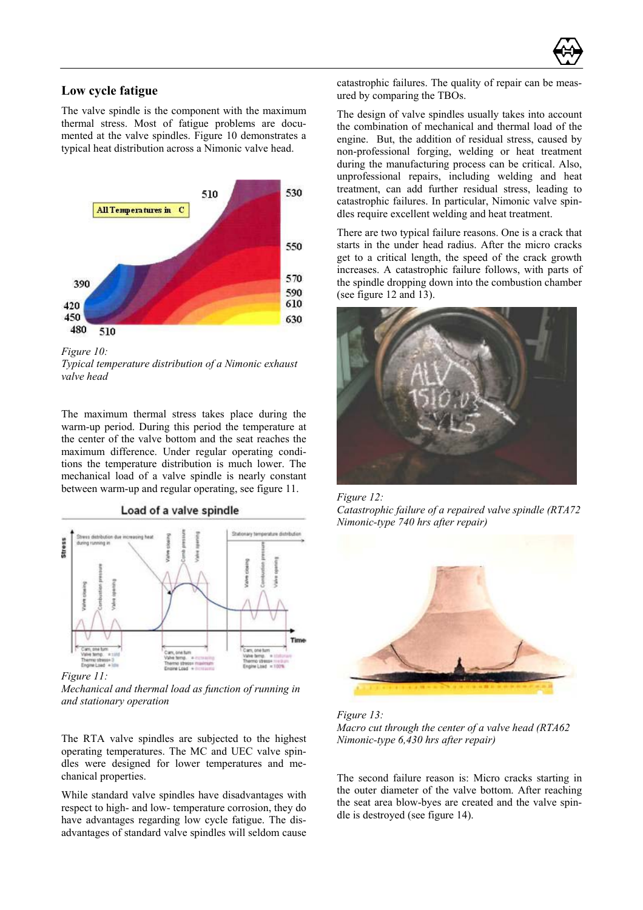## Low cycle fatigue

The valve spindle is the component with the maximum thermal stress. Most of fatigue problems are documented at the valve spindles. Figure 10 demonstrates a typical heat distribution across a Nimonic valve head.

*Figure 10:*
*Typical temperature distribution of a Nimonic exhaust valve head*

The maximum thermal stress takes place during the warm-up period. During this period the temperature at the center of the valve bottom and the seat reaches the maximum difference. Under regular operating conditions the temperature distribution is much lower. The mechanical load of a valve spindle is nearly constant between warm-up and regular operating, see figure 11.

*Figure 11:*
*Mechanical and thermal load as function of running in and stationary operation*

The RTA valve spindles are subjected to the highest operating temperatures. The MC and UEC valve spindles were designed for lower temperatures and mechanical properties.

While standard valve spindles have disadvantages with respect to high- and low- temperature corrosion, they do have advantages regarding low cycle fatigue. The disadvantages of standard valve spindles will seldom cause catastrophic failures. The quality of repair can be measured by comparing the TBOs.

The design of valve spindles usually takes into account the combination of mechanical and thermal load of the engine. But, the addition of residual stress, caused by non-professional forging, welding or heat treatment during the manufacturing process can be critical. Also, unprofessional repairs, including welding and heat treatment, can add further residual stress, leading to catastrophic failures. In particular, Nimonic valve spindles require excellent welding and heat treatment.

There are two typical failure reasons. One is a crack that starts in the under head radius. After the micro cracks get to a critical length, the speed of the crack growth increases. A catastrophic failure follows, with parts of the spindle dropping down into the combustion chamber (see figure 12 and 13).

*Figure 12:*
*Catastrophic failure of a repaired valve spindle (RTA72 Nimonic-type 740 hrs after repair)*

*Figure 13:*
*Macro cut through the center of a valve head (RTA62 Nimonic-type 6,430 hrs after repair)*

The second failure reason is: Micro cracks starting in the outer diameter of the valve bottom. After reaching the seat area blow-byes are created and the valve spindle is destroyed (see figure 14).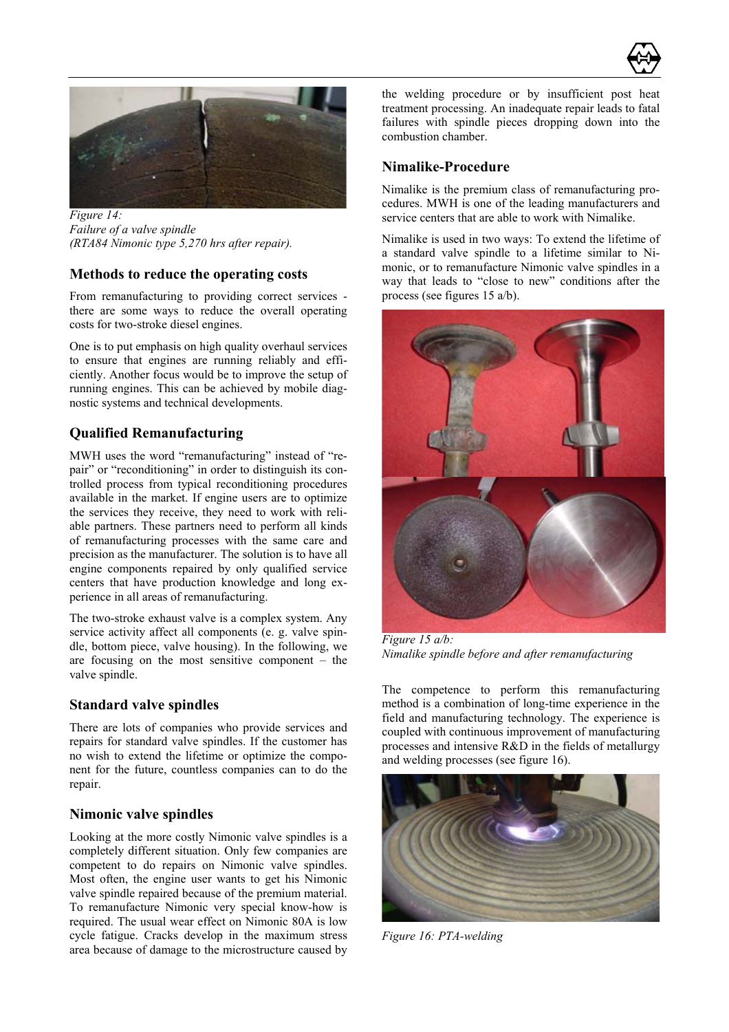*Figure 14:*
*Failure of a valve spindle*
*(RTA84 Nimonic type 5,270 hrs after repair).*

## Methods to reduce the operating costs

From remanufacturing to providing correct services - there are some ways to reduce the overall operating costs for two-stroke diesel engines.

One is to put emphasis on high quality overhaul services to ensure that engines are running reliably and efficiently. Another focus would be to improve the setup of running engines. This can be achieved by mobile diagnostic systems and technical developments.

## Qualified Remanufacturing

MWH uses the word "remanufacturing" instead of "repair" or "reconditioning" in order to distinguish its controlled process from typical reconditioning procedures available in the market. If engine users are to optimize the services they receive, they need to work with reliable partners. These partners need to perform all kinds of remanufacturing processes with the same care and precision as the manufacturer. The solution is to have all engine components repaired by only qualified service centers that have production knowledge and long experience in all areas of remanufacturing.

The two-stroke exhaust valve is a complex system. Any service activity affect all components (e. g. valve spindle, bottom piece, valve housing). In the following, we are focusing on the most sensitive component – the valve spindle.

## Standard valve spindles

There are lots of companies who provide services and repairs for standard valve spindles. If the customer has no wish to extend the lifetime or optimize the component for the future, countless companies can to do the repair.

## Nimonic valve spindles

Looking at the more costly Nimonic valve spindles is a completely different situation. Only few companies are competent to do repairs on Nimonic valve spindles. Most often, the engine user wants to get his Nimonic valve spindle repaired because of the premium material. To remanufacture Nimonic very special know-how is required. The usual wear effect on Nimonic 80A is low cycle fatigue. Cracks develop in the maximum stress area because of damage to the microstructure caused by the welding procedure or by insufficient post heat treatment processing. An inadequate repair leads to fatal failures with spindle pieces dropping down into the combustion chamber.

## Nimalike-Procedure

Nimalike is the premium class of remanufacturing procedures. MWH is one of the leading manufacturers and service centers that are able to work with Nimalike.

Nimalike is used in two ways: To extend the lifetime of a standard valve spindle to a lifetime similar to Nimonic, or to remanufacture Nimonic valve spindles in a way that leads to "close to new" conditions after the process (see figures 15 a/b).

*Figure 15 a/b:*
*Nimalike spindle before and after remanufacturing*

The competence to perform this remanufacturing method is a combination of long-time experience in the field and manufacturing technology. The experience is coupled with continuous improvement of manufacturing processes and intensive R&D in the fields of metallurgy and welding processes (see figure 16).

*Figure 16: PTA-welding*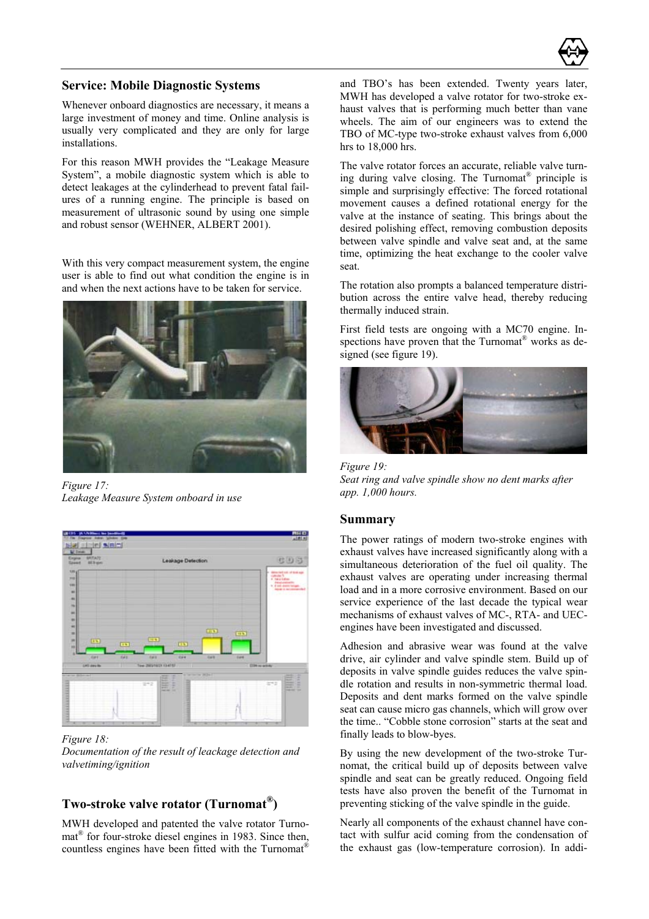## Service: Mobile Diagnostic Systems

Whenever onboard diagnostics are necessary, it means a large investment of money and time. Online analysis is usually very complicated and they are only for large installations.

For this reason MWH provides the "Leakage Measure System", a mobile diagnostic system which is able to detect leakages at the cylinderhead to prevent fatal failures of a running engine. The principle is based on measurement of ultrasonic sound by using one simple and robust sensor (WEHNER, ALBERT 2001).

With this very compact measurement system, the engine user is able to find out what condition the engine is in and when the next actions have to be taken for service.

*Figure 17:*
*Leakage Measure System onboard in use*

*Figure 18:*
*Documentation of the result of leackage detection and valvetiming/ignition*

## Two-stroke valve rotator (Turnomat®)

MWH developed and patented the valve rotator Turnomat® for four-stroke diesel engines in 1983. Since then, countless engines have been fitted with the Turnomat® and TBO's has been extended. Twenty years later, MWH has developed a valve rotator for two-stroke exhaust valves that is performing much better than vane wheels. The aim of our engineers was to extend the TBO of MC-type two-stroke exhaust valves from 6,000 hrs to 18,000 hrs.

The valve rotator forces an accurate, reliable valve turning during valve closing. The Turnomat® principle is simple and surprisingly effective: The forced rotational movement causes a defined rotational energy for the valve at the instance of seating. This brings about the desired polishing effect, removing combustion deposits between valve spindle and valve seat and, at the same time, optimizing the heat exchange to the cooler valve seat.

The rotation also prompts a balanced temperature distribution across the entire valve head, thereby reducing thermally induced strain.

First field tests are ongoing with a MC70 engine. Inspections have proven that the Turnomat® works as designed (see figure 19).

*Figure 19:*
*Seat ring and valve spindle show no dent marks after app. 1,000 hours.*

## Summary

The power ratings of modern two-stroke engines with exhaust valves have increased significantly along with a simultaneous deterioration of the fuel oil quality. The exhaust valves are operating under increasing thermal load and in a more corrosive environment. Based on our service experience of the last decade the typical wear mechanisms of exhaust valves of MC-, RTA- and UEC-engines have been investigated and discussed.

Adhesion and abrasive wear was found at the valve drive, air cylinder and valve spindle stem. Build up of deposits in valve spindle guides reduces the valve spindle rotation and results in non-symmetric thermal load. Deposits and dent marks formed on the valve spindle seat can cause micro gas channels, which will grow over the time.. "Cobble stone corrosion" starts at the seat and finally leads to blow-byes.

By using the new development of the two-stroke Turnomat, the critical build up of deposits between valve spindle and seat can be greatly reduced. Ongoing field tests have also proven the benefit of the Turnomat in preventing sticking of the valve spindle in the guide.

Nearly all components of the exhaust channel have contact with sulfur acid coming from the condensation of the exhaust gas (low-temperature corrosion). In addi-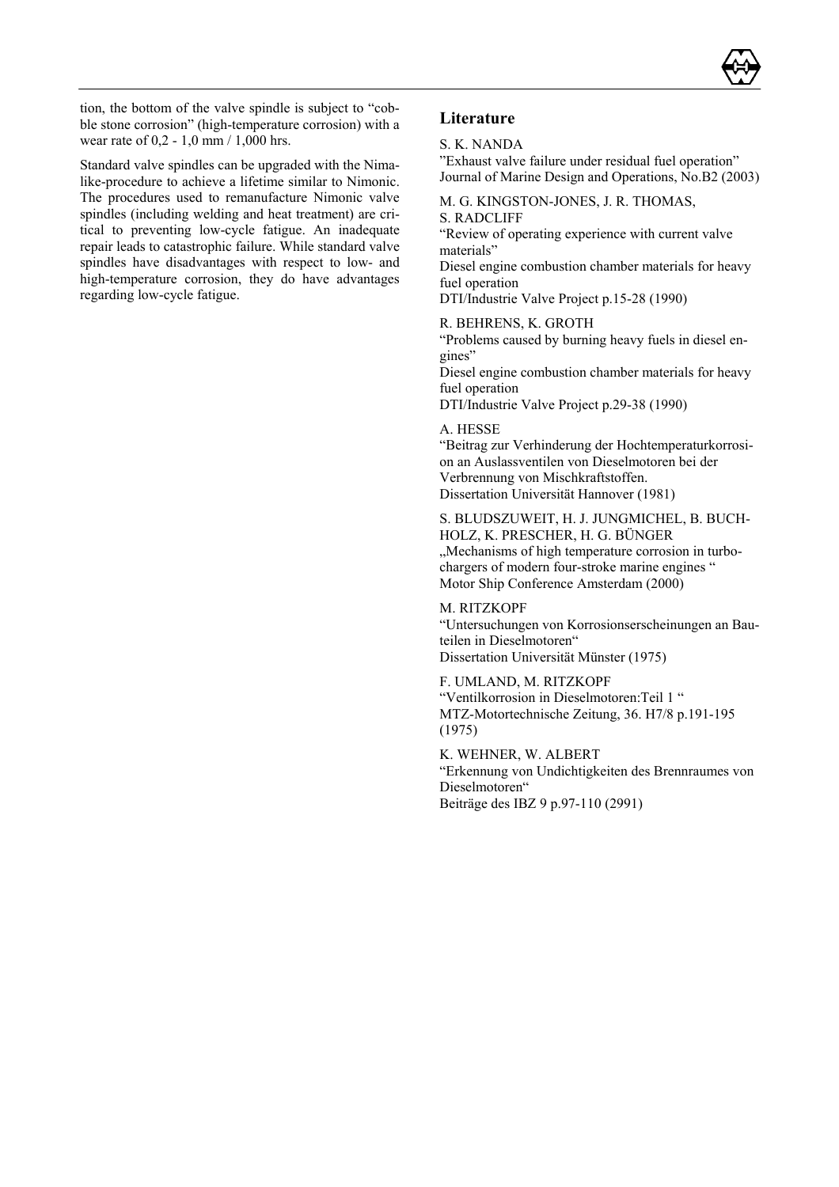tion, the bottom of the valve spindle is subject to "cobble stone corrosion" (high-temperature corrosion) with a wear rate of 0,2 - 1,0 mm / 1,000 hrs.

Standard valve spindles can be upgraded with the Nima-like-procedure to achieve a lifetime similar to Nimonic. The procedures used to remanufacture Nimonic valve spindles (including welding and heat treatment) are critical to preventing low-cycle fatigue. An inadequate repair leads to catastrophic failure. While standard valve spindles have disadvantages with respect to low- and high-temperature corrosion, they do have advantages regarding low-cycle fatigue.

## Literature

S. K. NANDA
"Exhaust valve failure under residual fuel operation"
Journal of Marine Design and Operations, No.B2 (2003)

M. G. KINGSTON-JONES, J. R. THOMAS, S. RADCLIFF
"Review of operating experience with current valve materials"
Diesel engine combustion chamber materials for heavy fuel operation
DTI/Industrie Valve Project p.15-28 (1990)

R. BEHRENS, K. GROTH
"Problems caused by burning heavy fuels in diesel engines"
Diesel engine combustion chamber materials for heavy fuel operation
DTI/Industrie Valve Project p.29-38 (1990)

A. HESSE
"Beitrag zur Verhinderung der Hochtemperaturkorrosion an Auslassventilen von Dieselmotoren bei der Verbrennung von Mischkraftstoffen.
Dissertation Universität Hannover (1981)

S. BLUDSZUWEIT, H. J. JUNGMICHEL, B. BUCHHOLZ, K. PRESCHER, H. G. BÜNGER
„Mechanisms of high temperature corrosion in turbochargers of modern four-stroke marine engines "
Motor Ship Conference Amsterdam (2000)

M. RITZKOPF
"Untersuchungen von Korrosionserscheinungen an Bauteilen in Dieselmotoren"
Dissertation Universität Münster (1975)

F. UMLAND, M. RITZKOPF
"Ventilkorrosion in Dieselmotoren:Teil 1 "
MTZ-Motortechnische Zeitung, 36. H7/8 p.191-195 (1975)

K. WEHNER, W. ALBERT
"Erkennung von Undichtigkeiten des Brennraumes von Dieselmotoren"
Beiträge des IBZ 9 p.97-110 (2991)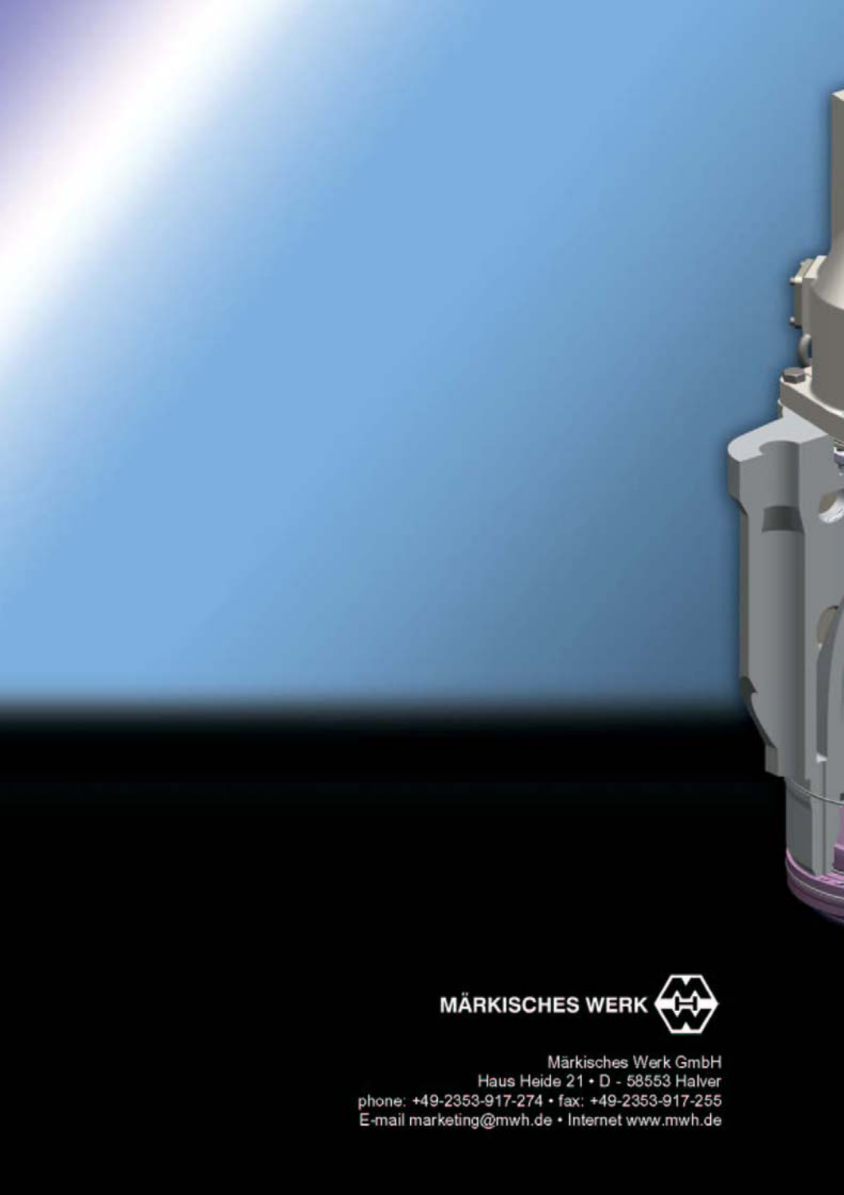MÄRKISCHES WERK

Märkisches Werk GmbH
Haus Heide 21 • D - 58553 Halver
phone: +49-2353-917-274 • fax: +49-2353-917-255
E-mail marketing@mwh.de • Internet www.mwh.de